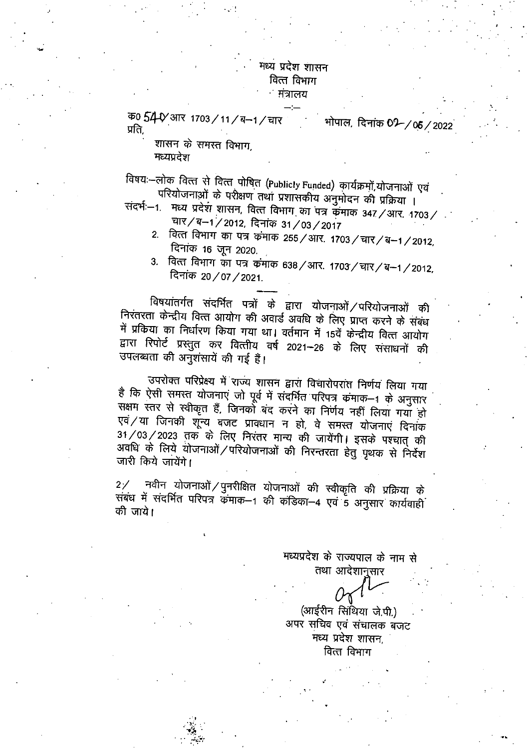मध्य प्रदेश शासन
वित्त विभाग
मंत्रालय

—:—

क्र0 540/आर 1703/11/ब–1/चार भोपाल, दिनांक 02/06/2022

प्रति,

शासन के समस्त विभाग,
मध्यप्रदेश

विषयः–लोक वित्त से वित्त पोषित (Publicly Funded) कार्यक्रमों,योजनाओं एवं परियोजनाओं के परीक्षण तथा प्रशासकीय अनुमोदन की प्रक्रिया ।

संदर्भः–1. मध्य प्रदेश शासन, वित्त विभाग का पत्र कमांक 347/आर. 1703/चार/ब–1/2012, दिनांक 31/03/2017

2. वित्त विभाग का पत्र कमांक 255/आर. 1703/चार/ब–1/2012, दिनांक 16 जून 2020.

3. वित्त विभाग का पत्र कमांक 638/आर. 1703/चार/ब–1/2012, दिनांक 20/07/2021.

—

विषयांतर्गत संदर्भित पत्रों के द्वारा योजनाओं/परियोजनाओं की निरंतरता केन्द्रीय वित्त आयोग की अवार्ड अवधि के लिए प्राप्त करने के संबंध में प्रक्रिया का निर्धारण किया गया था। वर्तमान में 15वें केन्द्रीय वित्त आयोग द्वारा रिपोर्ट प्रस्तुत कर वित्तीय वर्ष 2021–26 के लिए संसाधनों की उपलब्धता की अनुशंसायें की गई हैं।

उपरोक्त परिप्रेक्ष्य में राज्य शासन द्वारा विचारोपरांत निर्णय लिया गया है कि ऐसी समस्त योजनाएं जो पूर्व में संदर्भित परिपत्र कमांक–1 के अनुसार सक्षम स्तर से स्वीकृत हैं, जिनको बंद करने का निर्णय नहीं लिया गया हो एवं/या जिनकी शून्य बजट प्रावधान न हो, वे समस्त योजनाएं दिनांक 31/03/2023 तक के लिए निरंतर मान्य की जायेंगी। इसके पश्चात् की अवधि के लिये योजनाओं/परियोजनाओं की निरन्तरता हेतु पृथक से निर्देश जारी किये जायेंगे।

2/ नवीन योजनाओं/पुनरीक्षित योजनाओं की स्वीकृति की प्रक्रिया के संबंध में संदर्भित परिपत्र कमांक–1 की कंडिका–4 एवं 5 अनुसार कार्यवाही की जाये।

मध्यप्रदेश के राज्यपाल के नाम से
तथा आदेशानुसार

(आईरीन सिंथिया जे.पी.)
अपर सचिव एवं संचालक बजट
मध्य प्रदेश शासन,
वित्त विभाग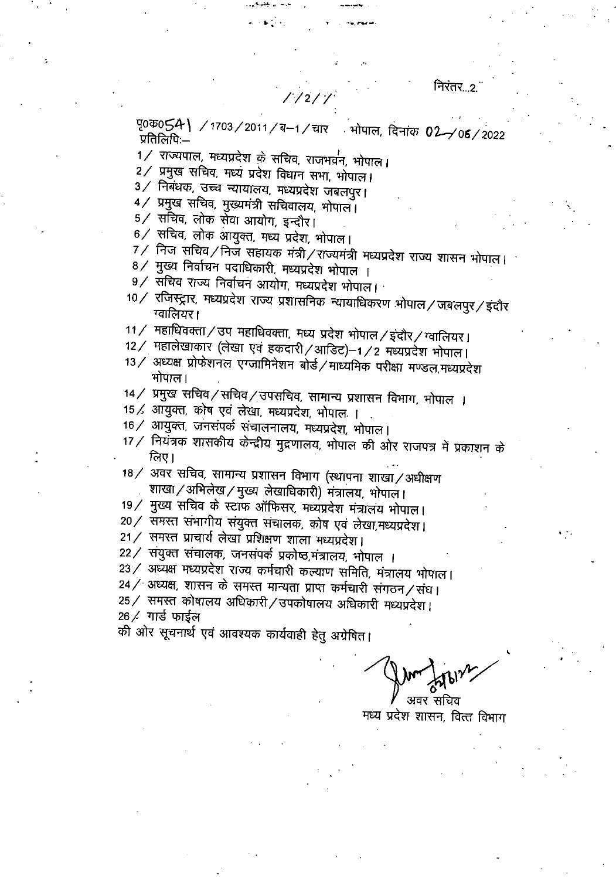//2//

निरंतर...2.

पृ०क्र०541 /1703/2011/ब–1/चार भोपाल, दिनांक 02/06/2022
प्रतिलिपि:–

1/ राज्यपाल, मध्यप्रदेश के सचिव, राजभवन, भोपाल।
2/ प्रमुख सचिव, मध्य प्रदेश विधान सभा, भोपाल।
3/ निबंधक, उच्च न्यायालय, मध्यप्रदेश जबलपुर।
4/ प्रमुख सचिव, मुख्यमंत्री सचिवालय, भोपाल।
5/ सचिव, लोक सेवा आयोग, इन्दौर।
6/ सचिव, लोक आयुक्त, मध्य प्रदेश, भोपाल।
7/ निज सचिव/निज सहायक मंत्री/राज्यमंत्री मध्यप्रदेश राज्य शासन भोपाल।
8/ मुख्य निर्वाचन पदाधिकारी, मध्यप्रदेश भोपाल ।
9/ सचिव राज्य निर्वाचन आयोग, मध्यप्रदेश भोपाल।
10/ रजिस्ट्रार, मध्यप्रदेश राज्य प्रशासनिक न्यायाधिकरण भोपाल/जबलपुर/इंदौर ग्वालियर।
11/ महाधिवक्ता/उप महाधिवक्ता, मध्य प्रदेश भोपाल/इंदौर/ग्वालियर।
12/ महालेखाकार (लेखा एवं हकदारी/आडिट)–1/2 मध्यप्रदेश भोपाल।
13/ अध्यक्ष प्रोफेशनल एग्जामिनेशन बोर्ड/माध्यमिक परीक्षा मण्डल,मध्यप्रदेश भोपाल।
14/ प्रमुख सचिव/सचिव/उपसचिव, सामान्य प्रशासन विभाग, भोपाल ।
15/ आयुक्त, कोष एवं लेखा, मध्यप्रदेश, भोपाल ।
16/ आयुक्त, जनसंपर्क संचालनालय, मध्यप्रदेश, भोपाल।
17/ नियंत्रक शासकीय केन्द्रीय मुद्रणालय, भोपाल की ओर राजपत्र में प्रकाशन के लिए।
18/ अवर सचिव, सामान्य प्रशासन विभाग (स्थापना शाखा/अधीक्षण शाखा/अभिलेख/मुख्य लेखाधिकारी) मंत्रालय, भोपाल।
19/ मुख्य सचिव के स्टाफ ऑफिसर, मध्यप्रदेश मंत्रालय भोपाल।
20/ समस्त संभागीय संयुक्त संचालक, कोष एवं लेखा,मध्यप्रदेश।
21/ समस्त प्राचार्य लेखा प्रशिक्षण शाला मध्यप्रदेश।
22/ संयुक्त संचालक, जनसंपर्क प्रकोष्ठ,मंत्रालय, भोपाल ।
23/ अध्यक्ष मध्यप्रदेश राज्य कर्मचारी कल्याण समिति, मंत्रालय भोपाल।
24/ अध्यक्ष, शासन के समस्त मान्यता प्राप्त कर्मचारी संगठन/संघ।
25/ समस्त कोषालय अधिकारी/उपकोषालय अधिकारी मध्यप्रदेश।
26/ गार्ड फाईल

की ओर सूचनार्थ एवं आवश्यक कार्यवाही हेतु अग्रेषित।

अवर सचिव
मध्य प्रदेश शासन, वित्त विभाग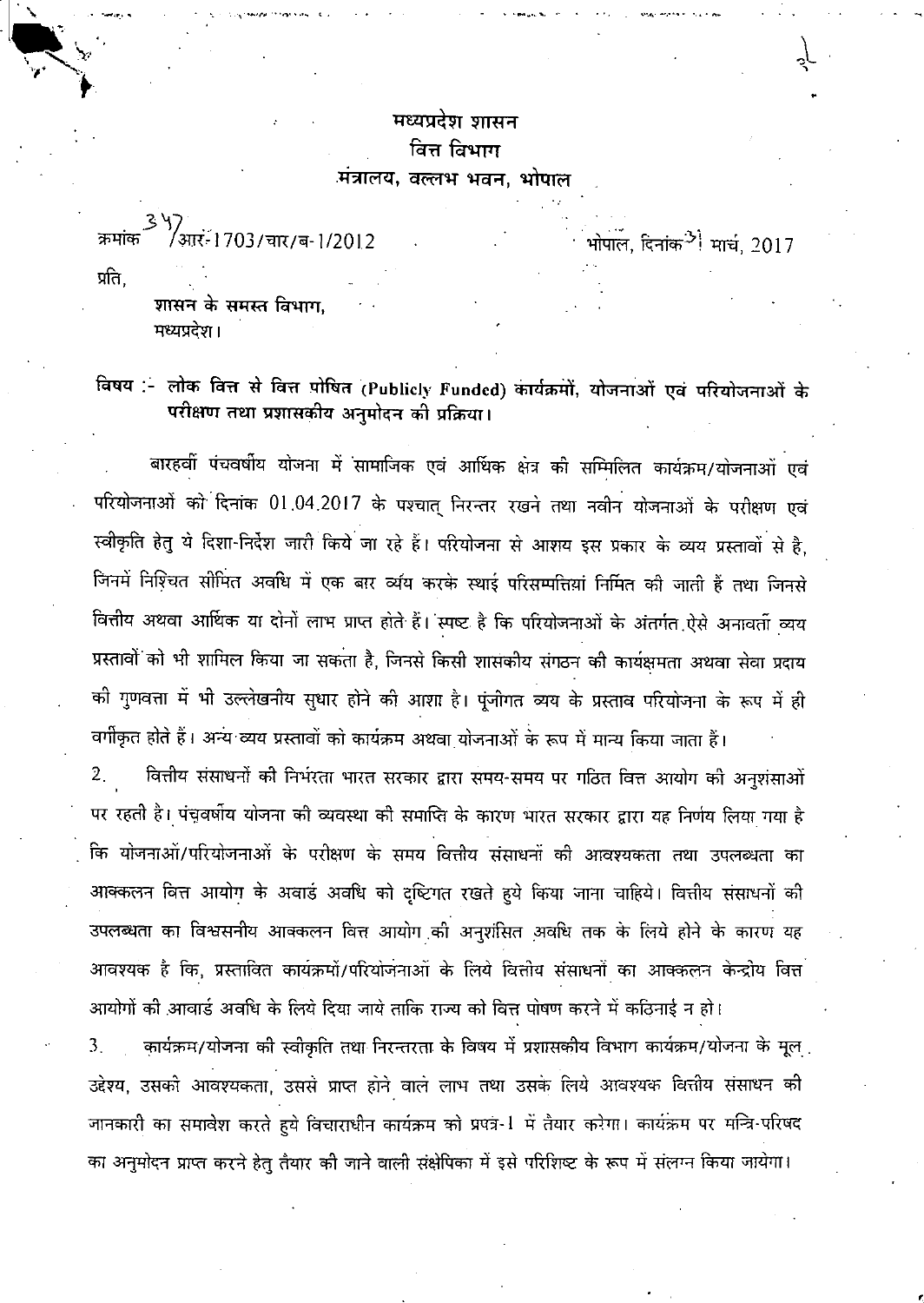# मध्यप्रदेश शासन
## वित्त विभाग
### मंत्रालय, वल्लभ भवन, भोपाल

क्रमांक 347/आर-1703/चार/ब-1/2012 भोपाल, दिनांक 31 मार्च, 2017

प्रति,

शासन के समस्त विभाग,
मध्यप्रदेश।

**विषय :- लोक वित्त से वित्त पोषित (Publicly Funded) कार्यक्रमों, योजनाओं एवं परियोजनाओं के परीक्षण तथा प्रशासकीय अनुमोदन की प्रक्रिया।**

बारहवीं पंचवर्षीय योजना में सामाजिक एवं आर्थिक क्षेत्र की सम्मिलित कार्यक्रम/योजनाओं एवं परियोजनाओं को दिनांक 01.04.2017 के पश्चात् निरन्तर रखने तथा नवीन योजनाओं के परीक्षण एवं स्वीकृति हेतु ये दिशा-निर्देश जारी किये जा रहे हैं। परियोजना से आशय इस प्रकार के व्यय प्रस्तावों से है, जिनमें निश्चित सीमित अवधि में एक बार व्यय करके स्थाई परिसम्पत्तियां निर्मित की जाती हैं तथा जिनसे वित्तीय अथवा आर्थिक या दोनों लाभ प्राप्त होते हैं। स्पष्ट है कि परियोजनाओं के अंतर्गत ऐसे अनावर्ती व्यय प्रस्तावों को भी शामिल किया जा सकता है, जिनसे किसी शासकीय संगठन की कार्यक्षमता अथवा सेवा प्रदाय की गुणवत्ता में भी उल्लेखनीय सुधार होने की आशा है। पूंजीगत व्यय के प्रस्ताव परियोजना के रूप में ही वर्गीकृत होते हैं। अन्य व्यय प्रस्तावों को कार्यक्रम अथवा योजनाओं के रूप में मान्य किया जाता हैं।

2. वित्तीय संसाधनों की निर्भरता भारत सरकार द्वारा समय-समय पर गठित वित्त आयोग की अनुशंसाओं पर रहती है। पंचवर्षीय योजना की व्यवस्था की समाप्ति के कारण भारत सरकार द्वारा यह निर्णय लिया गया है कि योजनाओं/परियोजनाओं के परीक्षण के समय वित्तीय संसाधनों की आवश्यकता तथा उपलब्धता का आक्कलन वित्त आयोग के अवार्ड अवधि को दृष्टिगत रखते हुये किया जाना चाहिये। वित्तीय संसाधनों की उपलब्धता का विश्वसनीय आक्कलन वित्त आयोग की अनुशंसित अवधि तक के लिये होने के कारण यह आवश्यक है कि, प्रस्तावित कार्यक्रमों/परियोजनाओं के लिये वित्तीय संसाधनों का आक्कलन केन्द्रीय वित्त आयोगों की आवार्ड अवधि के लिये दिया जाये ताकि राज्य को वित्त पोषण करने में कठिनाई न हो।

3. कार्यक्रम/योजना की स्वीकृति तथा निरन्तरता के विषय में प्रशासकीय विभाग कार्यक्रम/योजना के मूल उद्देश्य, उसकी आवश्यकता, उससे प्राप्त होने वाले लाभ तथा उसके लिये आवश्यक वित्तीय संसाधन की जानकारी का समावेश करते हुये विचाराधीन कार्यक्रम को प्रपत्र-1 में तैयार करेगा। कार्यक्रम पर मन्त्रि-परिषद का अनुमोदन प्राप्त करने हेतु तैयार की जाने वाली संक्षेपिका में इसे परिशिष्ट के रूप में संलग्न किया जायेगा।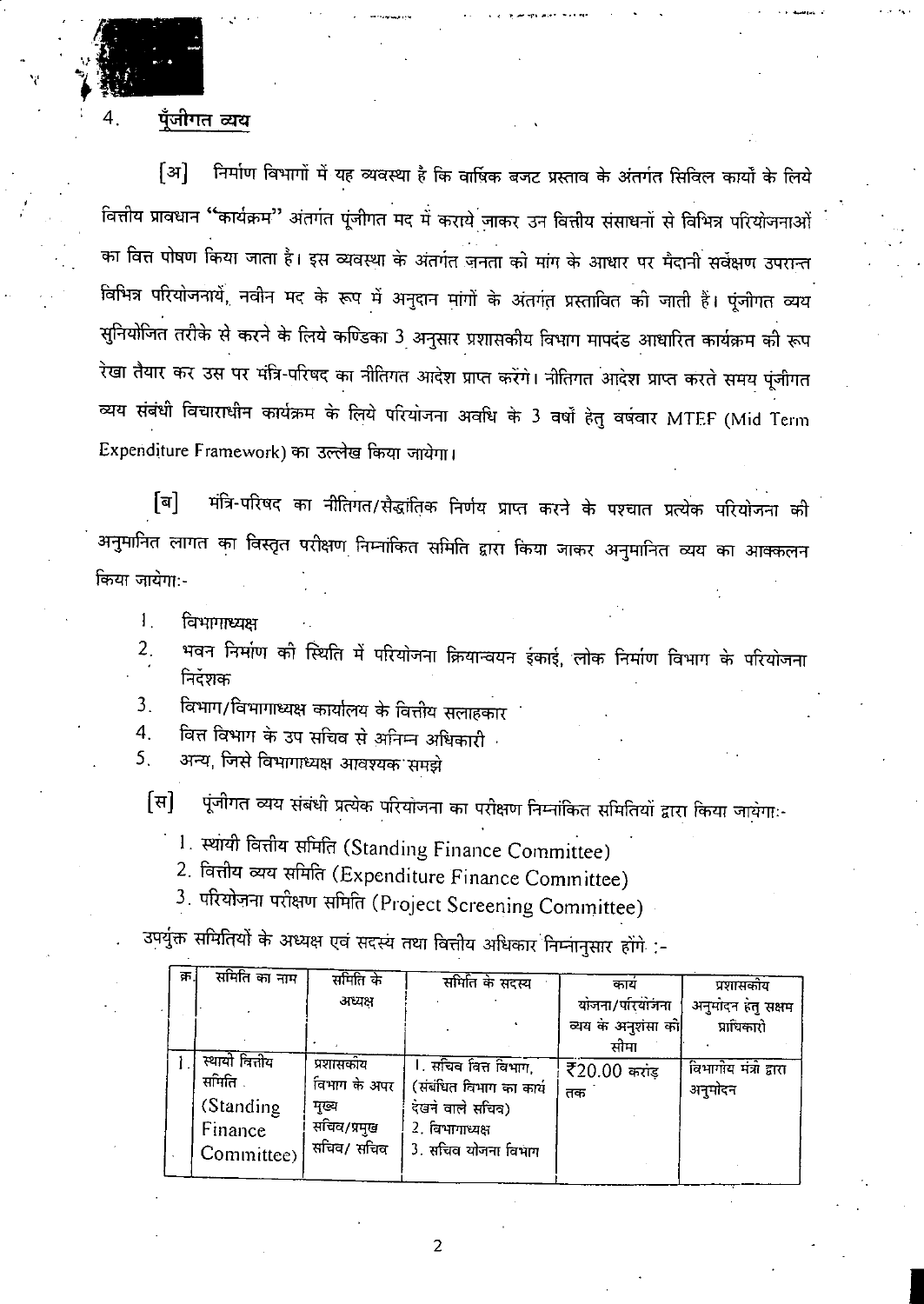## 4. पूँजीगत व्यय

[अ] निर्माण विभागों में यह व्यवस्था है कि वार्षिक बजट प्रस्ताव के अंतर्गत सिविल कार्यों के लिये वित्तीय प्रावधान "कार्यक्रम" अंतर्गत पूंजीगत मद में कराये जाकर उन वित्तीय संसाधनों से विभिन्न परियोजनाओं का वित्त पोषण किया जाता है। इस व्यवस्था के अंतर्गत जनता की मांग के आधार पर मैदानी सर्वेक्षण उपरान्त विभिन्न परियोजनायें, नवीन मद के रूप में अनुदान मांगों के अंतर्गत प्रस्तावित की जाती हैं। पूंजीगत व्यय सुनियोजित तरीके से करने के लिये कण्डिका 3 अनुसार प्रशासकीय विभाग मापदंड आधारित कार्यक्रम की रूप रेखा तैयार कर उस पर मंत्रि-परिषद का नीतिगत आदेश प्राप्त करेंगे। नीतिगत आदेश प्राप्त करते समय पूंजीगत व्यय संबंधी विचाराधीन कार्यक्रम के लिये परियोजना अवधि के 3 वर्षों हेतु वर्षवार MTEF (Mid Term Expenditure Framework) का उल्लेख किया जायेगा।

[ब] मंत्रि-परिषद का नीतिगत/सैद्धांतिक निर्णय प्राप्त करने के पश्चात प्रत्येक परियोजना की अनुमानित लागत का विस्तृत परीक्षण निम्नांकित समिति द्वारा किया जाकर अनुमानित व्यय का आक्कलन किया जायेगा:-

1. विभागाध्यक्ष
2. भवन निर्माण की स्थिति में परियोजना क्रियान्वयन इकाई, लोक निर्माण विभाग के परियोजना निर्देशक
3. विभाग/विभागाध्यक्ष कार्यालय के वित्तीय सलाहकार
4. वित्त विभाग के उप सचिव से अनिम्न अधिकारी
5. अन्य, जिसे विभागाध्यक्ष आवश्यक समझे

[स] पूंजीगत व्यय संबंधी प्रत्येक परियोजना का परीक्षण निम्नांकित समितियों द्वारा किया जायेगा:-

1. स्थायी वित्तीय समिति (Standing Finance Committee)
2. वित्तीय व्यय समिति (Expenditure Finance Committee)
3. परियोजना परीक्षण समिति (Project Screening Committee)

उपर्युक्त समितियों के अध्यक्ष एवं सदस्य तथा वित्तीय अधिकार निम्नानुसार होंगे :-

| क्र. | समिति का नाम | समिति के अध्यक्ष | समिति के सदस्य | कार्य योजना/परियोजना व्यय के अनुशंसा की सीमा | प्रशासकीय अनुमोदन हेतु सक्षम प्राधिकारी |
|---|---|---|---|---|---|
| 1. | स्थायी वित्तीय समिति (Standing Finance Committee) | प्रशासकीय विभाग के अपर मुख्य सचिव/प्रमुख सचिव/ सचिव | 1. सचिव वित्त विभाग, (संबंधित विभाग का कार्य देखने वाले सचिव) 2. विभागाध्यक्ष 3. सचिव योजना विभाग | ₹20.00 करोड़ तक | विभागीय मंत्री द्वारा अनुमोदन |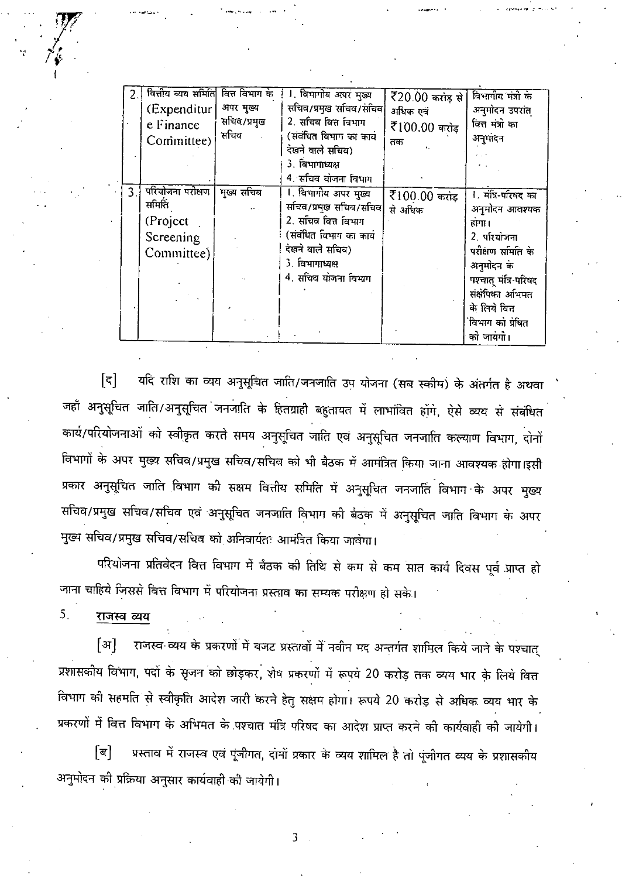| 2. | वित्तीय व्यय समिति (Expenditure Finance Committee) | वित्त विभाग के अपर मुख्य सचिव/प्रमुख सचिव | 1. विभागीय अपर मुख्य सचिव/प्रमुख सचिव/सचिव<br>2. सचिव वित्त विभाग (संबंधित विभाग का कार्य देखने वाले सचिव)<br>3. विभागाध्यक्ष<br>4. सचिव योजना विभाग | ₹20.00 करोड़ से अधिक एवं ₹100.00 करोड़ तक | विभागीय मंत्री के अनुमोदन उपरांत वित्त मंत्री का अनुमोदन |
|---|---|---|---|---|---|
| 3. | परियोजना परीक्षण समिति (Project Screening Committee) | मुख्य सचिव | 1. विभागीय अपर मुख्य सचिव/प्रमुख सचिव/सचिव<br>2. सचिव वित्त विभाग (संबंधित विभाग का कार्य देखने वाले सचिव)<br>3. विभागाध्यक्ष<br>4. सचिव योजना विभाग | ₹100.00 करोड़ से अधिक | 1. मंत्रि-परिषद का अनुमोदन आवश्यक होगा।<br>2. परियोजना परीक्षण समिति के अनुमोदन के पश्चात् मंत्रि-परिषद संक्षेपिका अभिमत के लिये वित्त विभाग को प्रेषित की जायेगी। |

[द] यदि राशि का व्यय अनुसूचित जाति/जनजाति उप योजना (सब स्कीम) के अंतर्गत है अथवा जहाँ अनुसूचित जाति/अनुसूचित जनजाति के हितग्राही बहुतायत में लाभांवित होंगे, ऐसे व्यय से संबंधित कार्य/परियोजनाओं को स्वीकृत करते समय अनुसूचित जाति एवं अनुसूचित जनजाति कल्याण विभाग, दोनों विभागों के अपर मुख्य सचिव/प्रमुख सचिव/सचिव को भी बैठक में आमंत्रित किया जाना आवश्यक होगा।इसी प्रकार अनुसूचित जाति विभाग की सक्षम वित्तीय समिति में अनुसूचित जनजाति विभाग के अपर मुख्य सचिव/प्रमुख सचिव/सचिव एवं अनुसूचित जनजाति विभाग की बैठक में अनुसूचित जाति विभाग के अपर मुख्य सचिव/प्रमुख सचिव/सचिव को अनिवार्यतः आमंत्रित किया जावेगा।

परियोजना प्रतिवेदन वित्त विभाग में बैठक की तिथि से कम से कम सात कार्य दिवस पूर्व प्राप्त हो जाना चाहिये जिससे वित्त विभाग में परियोजना प्रस्ताव का सम्यक परीक्षण हो सके।

5. **राजस्व व्यय**

[अ] राजस्व व्यय के प्रकरणों में बजट प्रस्तावों में नवीन मद अन्तर्गत शामिल किये जाने के पश्चात् प्रशासकीय विभाग, पदों के सृजन को छोड़कर, शेष प्रकरणों में रूपये 20 करोड़ तक व्यय भार के लिये वित्त विभाग की सहमति से स्वीकृति आदेश जारी करने हेतु सक्षम होगा। रूपये 20 करोड़ से अधिक व्यय भार के प्रकरणों में वित्त विभाग के अभिमत के पश्चात मंत्रि परिषद का आदेश प्राप्त करने की कार्यवाही की जायेगी।

[ब] प्रस्ताव में राजस्व एवं पूंजीगत, दोनों प्रकार के व्यय शामिल है तो पूंजीगत व्यय के प्रशासकीय अनुमोदन की प्रक्रिया अनुसार कार्यवाही की जायेगी।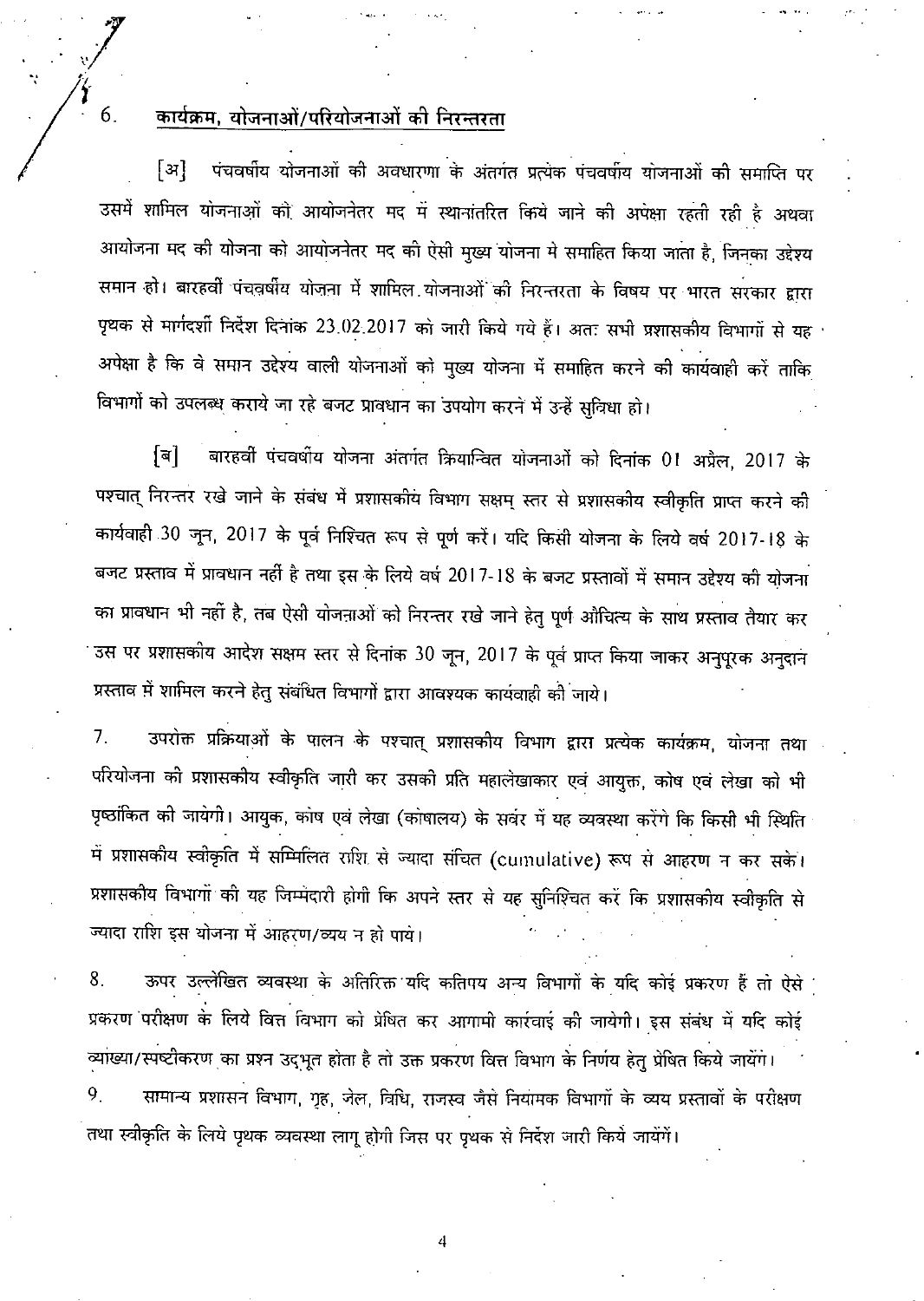6. **कार्यक्रम, योजनाओं/परियोजनाओं की निरन्तरता**

[अ] पंचवर्षीय योजनाओं की अवधारणा के अंतर्गत प्रत्येक पंचवर्षीय योजनाओं की समाप्ति पर उसमें शामिल योजनाओं को आयोजनेतर मद में स्थानांतरित किये जाने की अपेक्षा रहती रही है अथवा आयोजना मद की योजना को आयोजनेतर मद की ऐसी मुख्य योजना मे समाहित किया जाता है, जिनका उद्देश्य समान हो। बारहवीं पंचवर्षीय योजना में शामिल योजनाओं की निरन्तरता के विषय पर भारत सरकार द्वारा पृथक से मार्गदर्शी निर्देश दिनांक 23.02.2017 को जारी किये गये हैं। अतः सभी प्रशासकीय विभागों से यह अपेक्षा है कि वे समान उद्देश्य वाली योजनाओं को मुख्य योजना में समाहित करने की कार्यवाही करें ताकि विभागों को उपलब्ध कराये जा रहे बजट प्रावधान का उपयोग करने में उन्हें सुविधा हो।

[ब] बारहवीं पंचवर्षीय योजना अंतर्गत क्रियान्वित योजनाओं को दिनांक 01 अप्रैल, 2017 के पश्चात् निरन्तर रखे जाने के संबंध में प्रशासकीय विभाग सक्षम् स्तर से प्रशासकीय स्वीकृति प्राप्त करने की कार्यवाही 30 जून, 2017 के पूर्व निश्चित रूप से पूर्ण करें। यदि किसी योजना के लिये वर्ष 2017-18 के बजट प्रस्ताव में प्रावधान नहीं है तथा इस के लिये वर्ष 2017-18 के बजट प्रस्तावों में समान उद्देश्य की योजना का प्रावधान भी नहीं है, तब ऐसी योजनाओं को निरन्तर रखे जाने हेतु पूर्ण औचित्य के साथ प्रस्ताव तैयार कर उस पर प्रशासकीय आदेश सक्षम स्तर से दिनांक 30 जून, 2017 के पूर्व प्राप्त किया जाकर अनुपूरक अनुदान प्रस्ताव में शामिल करने हेतु संबंधित विभागों द्वारा आवश्यक कार्यवाही की जाये।

7. उपरोक्त प्रक्रियाओं के पालन के पश्चात् प्रशासकीय विभाग द्वारा प्रत्येक कार्यक्रम, योजना तथा परियोजना की प्रशासकीय स्वीकृति जारी कर उसकी प्रति महालेखाकार एवं आयुक्त, कोष एवं लेखा को भी पृष्ठांकित की जायेगी। आयुक, कोष एवं लेखा (कोषालय) के सर्वर में यह व्यवस्था करेंगे कि किसी भी स्थिति में प्रशासकीय स्वीकृति में सम्मिलित राशि से ज्यादा संचित (cumulative) रूप से आहरण न कर सकें। प्रशासकीय विभागों की यह जिम्मेदारी होगी कि अपने स्तर से यह सुनिश्चित करें कि प्रशासकीय स्वीकृति से ज्यादा राशि इस योजना में आहरण/व्यय न हो पाये।

8. ऊपर उल्लेखित व्यवस्था के अतिरिक्त यदि कतिपय अन्य विभागों के यदि कोई प्रकरण हैं तो ऐसे प्रकरण परीक्षण के लिये वित्त विभाग को प्रेषित कर आगामी कार्रवाई की जायेगी। इस संबंध में यदि कोई व्याख्या/स्पष्टीकरण का प्रश्न उद्भूत होता है तो उक्त प्रकरण वित्त विभाग के निर्णय हेतु प्रेषित किये जायेंगे।

9. सामान्य प्रशासन विभाग, गृह, जेल, विधि, राजस्व जैसे नियामक विभागों के व्यय प्रस्तावों के परीक्षण तथा स्वीकृति के लिये पृथक व्यवस्था लागू होगी जिस पर पृथक से निर्देश जारी किये जायेंगें।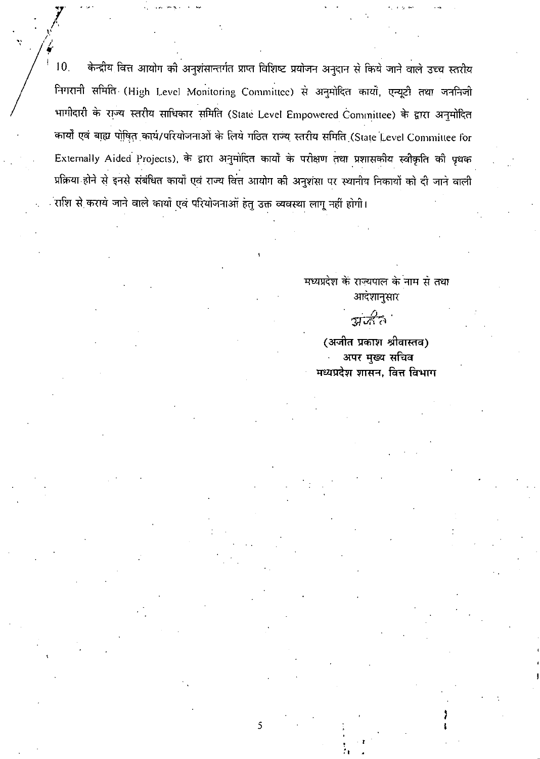10. केन्द्रीय वित्त आयोग की अनुशंसान्तर्गत प्राप्त विशिष्ट प्रयोजन अनुदान से किये जाने वाले उच्च स्तरीय निगरानी समिति (High Level Monitoring Committee) से अनुमोदित कार्यों, एन्यूटी तथा जननिजी भागीदारी के राज्य स्तरीय साधिकार समिति (State Level Empowered Committee) के द्वारा अनुमोदित कार्यों एवं बाह्य पोषित कार्य/परियोजनाओं के लिये गठित राज्य स्तरीय समिति (State Level Committee for Externally Aided Projects), के द्वारा अनुमोदित कार्यों के परीक्षण तथा प्रशासकीय स्वीकृति की पृथक प्रक्रिया होने से इनसे संबंधित कार्यों एवं राज्य वित्त आयोग की अनुशंसा पर स्थानीय निकायों को दी जाने वाली राशि से कराये जाने वाले कार्यों एवं परियोजनाओं हेतु उक्त व्यवस्था लागू नहीं होगी।

मध्यप्रदेश के राज्यपाल के नाम से तथा
आदेशानुसार

अजीत

**(अजीत प्रकाश श्रीवास्तव)**
**अपर मुख्य सचिव**
**मध्यप्रदेश शासन, वित्त विभाग**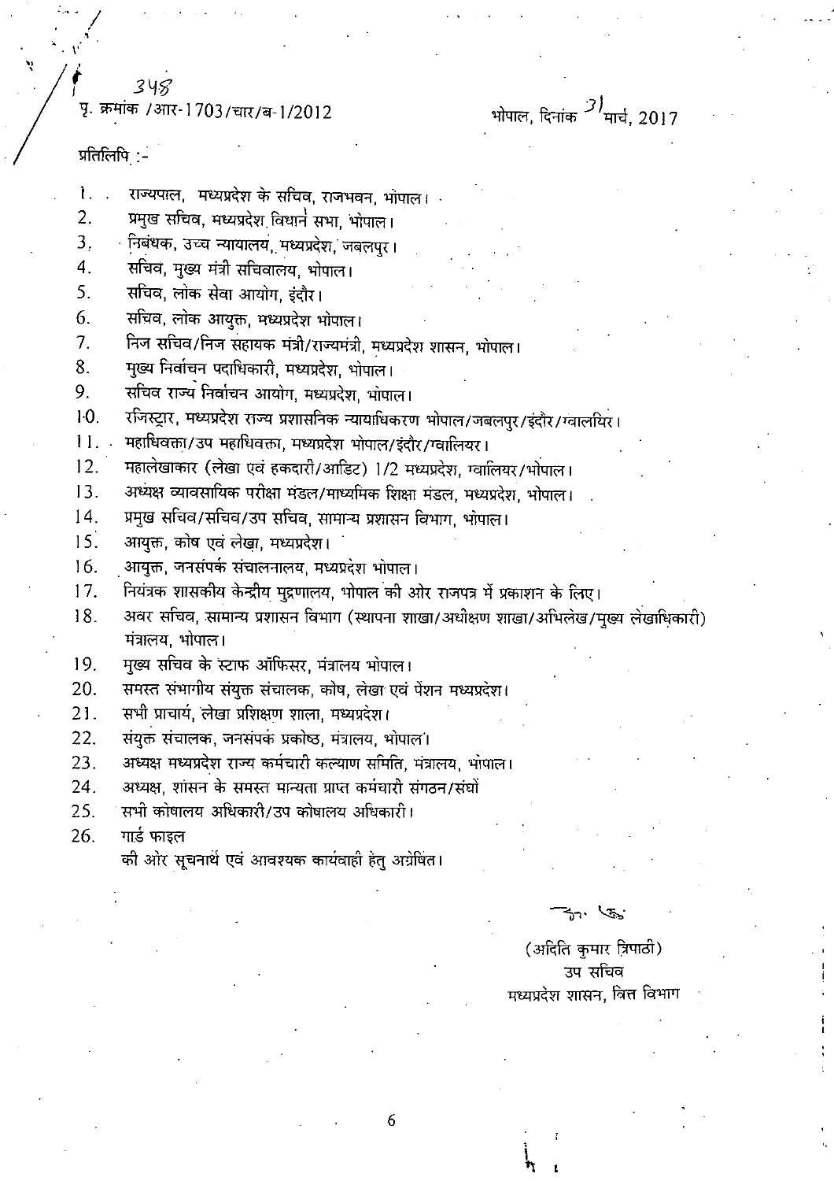348

पृ. क्रमांक /आर-1703/चार/ब-1/2012 भोपाल, दिनांक 31 मार्च, 2017

प्रतिलिपि :-

1. राज्यपाल, मध्यप्रदेश के सचिव, राजभवन, भोपाल।
2. प्रमुख सचिव, मध्यप्रदेश विधान सभा, भोपाल।
3. निबंधक, उच्च न्यायालय, मध्यप्रदेश, जबलपुर।
4. सचिव, मुख्य मंत्री सचिवालय, भोपाल।
5. सचिव, लोक सेवा आयोग, इंदौर।
6. सचिव, लोक आयुक्त, मध्यप्रदेश भोपाल।
7. निज सचिव/निज सहायक मंत्री/राज्यमंत्री, मध्यप्रदेश शासन, भोपाल।
8. मुख्य निर्वाचन पदाधिकारी, मध्यप्रदेश, भोपाल।
9. सचिव राज्य निर्वाचन आयोग, मध्यप्रदेश, भोपाल।
10. रजिस्ट्रार, मध्यप्रदेश राज्य प्रशासनिक न्यायाधिकरण भोपाल/जबलपुर/इंदौर/ग्वालियर।
11. महाधिवक्ता/उप महाधिवक्ता, मध्यप्रदेश भोपाल/इंदौर/ग्वालियर।
12. महालेखाकार (लेखा एवं हकदारी/आडिट) 1/2 मध्यप्रदेश, ग्वालियर/भोपाल।
13. अध्यक्ष व्यावसायिक परीक्षा मंडल/माध्यमिक शिक्षा मंडल, मध्यप्रदेश, भोपाल।
14. प्रमुख सचिव/सचिव/उप सचिव, सामान्य प्रशासन विभाग, भोपाल।
15. आयुक्त, कोष एवं लेखा, मध्यप्रदेश।
16. आयुक्त, जनसंपर्क संचालनालय, मध्यप्रदेश भोपाल।
17. नियंत्रक शासकीय केन्द्रीय मुद्रणालय, भोपाल की ओर राजपत्र में प्रकाशन के लिए।
18. अवर सचिव, सामान्य प्रशासन विभाग (स्थापना शाखा/अधीक्षण शाखा/अभिलेख/मुख्य लेखाधिकारी) मंत्रालय, भोपाल।
19. मुख्य सचिव के स्टाफ ऑफिसर, मंत्रालय भोपाल।
20. समस्त संभागीय संयुक्त संचालक, कोष, लेखा एवं पेंशन मध्यप्रदेश।
21. सभी प्राचार्य, लेखा प्रशिक्षण शाला, मध्यप्रदेश।
22. संयुक्त संचालक, जनसंपर्क प्रकोष्ठ, मंत्रालय, भोपाल।
23. अध्यक्ष मध्यप्रदेश राज्य कर्मचारी कल्याण समिति, मंत्रालय, भोपाल।
24. अध्यक्ष, शासन के समस्त मान्यता प्राप्त कर्मचारी संगठन/संघों
25. सभी कोषालय अधिकारी/उप कोषालय अधिकारी।
26. गार्ड फाइल

की ओर सूचनार्थ एवं आवश्यक कार्यवाही हेतु अग्रेषित।

(अदिति कुमार त्रिपाठी)
उप सचिव
मध्यप्रदेश शासन, वित्त विभाग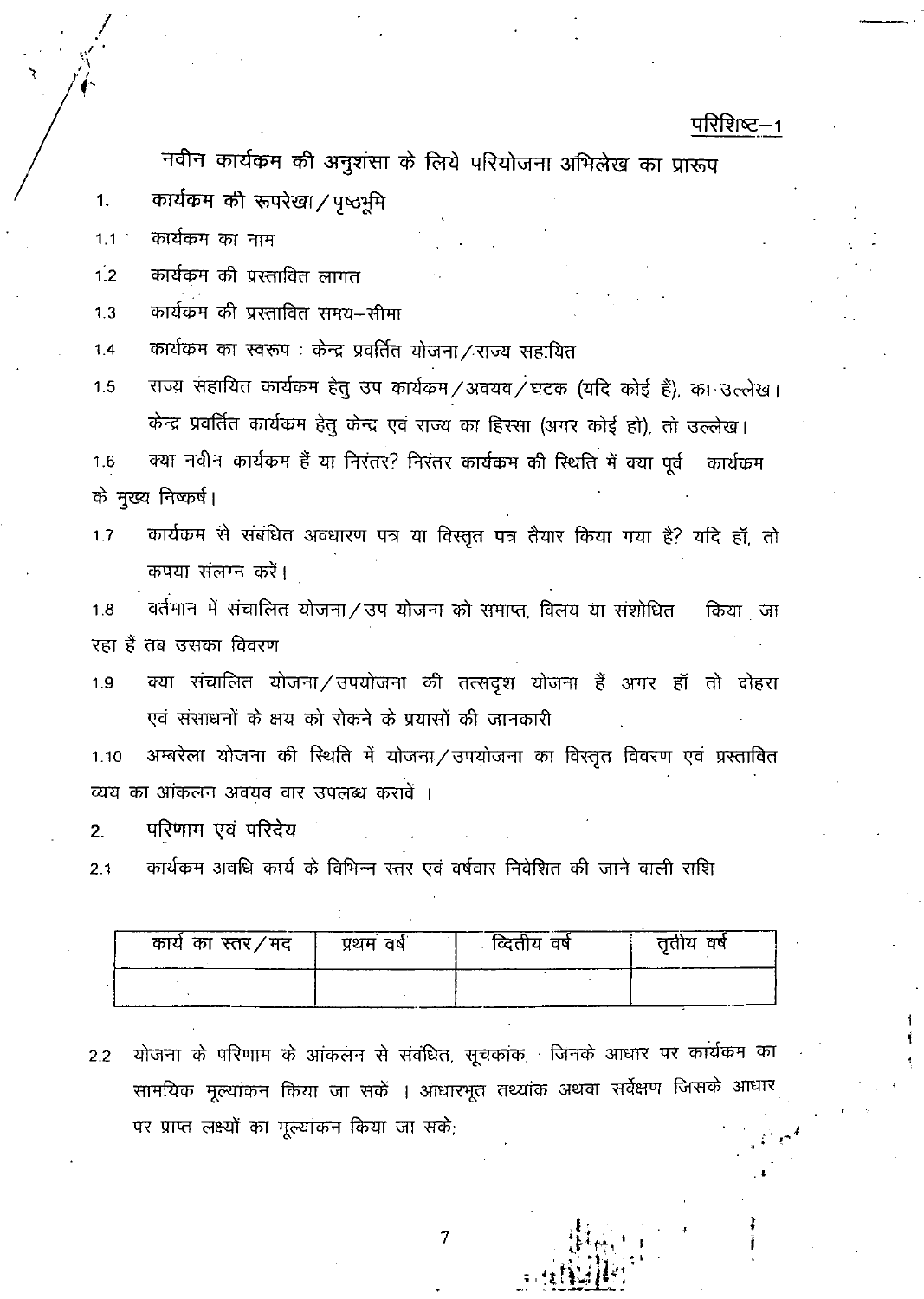परिशिष्ट–1

## नवीन कार्यक्रम की अनुशंसा के लिये परियोजना अभिलेख का प्रारूप

1. कार्यक्रम की रूपरेखा/पृष्ठभूमि

1.1 कार्यक्रम का नाम

1.2 कार्यक्रम की प्रस्तावित लागत

1.3 कार्यक्रम की प्रस्तावित समय–सीमा

1.4 कार्यक्रम का स्वरूप : केन्द्र प्रवर्तित योजना/राज्य सहायित

1.5 राज्य सहायित कार्यक्रम हेतु उप कार्यक्रम/अवयव/घटक (यदि कोई है), का उल्लेख। केन्द्र प्रवर्तित कार्यक्रम हेतु केन्द्र एवं राज्य का हिस्सा (अगर कोई हो), तो उल्लेख।

1.6 क्या नवीन कार्यक्रम है या निरंतर? निरंतर कार्यक्रम की स्थिति में क्या पूर्व कार्यक्रम के मुख्य निष्कर्ष।

1.7 कार्यक्रम से संबंधित अवधारण पत्र या विस्तृत पत्र तैयार किया गया है? यदि हाँ, तो कृपया संलग्न करें।

1.8 वर्तमान में संचालित योजना/उप योजना को समाप्त, विलय या संशोधित किया जा रहा है तब उसका विवरण

1.9 क्या संचालित योजना/उपयोजना की तत्सदृश योजना है अगर हाँ तो दोहरा एवं संसाधनों के क्षय को रोकने के प्रयासों की जानकारी

1.10 अम्बरेला योजना की स्थिति में योजना/उपयोजना का विस्तृत विवरण एवं प्रस्तावित व्यय का आंकलन अवयव वार उपलब्ध करावें।

2. परिणाम एवं परिदेय

2.1 कार्यक्रम अवधि कार्य के विभिन्न स्तर एवं वर्षवार निवेशित की जाने वाली राशि

| कार्य का स्तर/मद | प्रथम वर्ष | द्वितीय वर्ष | तृतीय वर्ष |
|---|---|---|---|
| | | | |

2.2 योजना के परिणाम के आंकलन से संबंधित, सूचकांक, जिनके आधार पर कार्यक्रम का सामयिक मूल्यांकन किया जा सके। आधारभूत तथ्यांक अथवा सर्वेक्षण जिसके आधार पर प्राप्त लक्ष्यों का मूल्यांकन किया जा सके;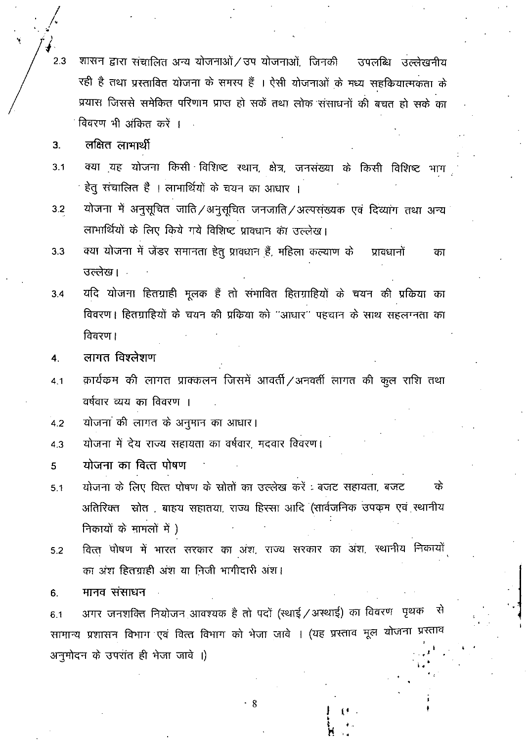2.3 शासन द्वारा संचालित अन्य योजनाओं/उप योजनाओं, जिनकी उपलब्धि उल्लेखनीय रही है तथा प्रस्तावित योजना के समरूप हैं । ऐसी योजनाओं के मध्य सहक्रियात्मकता के प्रयास जिससे समेकित परिणाम प्राप्त हो सकें तथा लोक संसाधनों की बचत हो सके का विवरण भी अंकित करें ।

## 3. लक्षित लाभार्थी

3.1 क्या यह योजना किसी विशिष्ट स्थान, क्षेत्र, जनसंख्या के किसी विशिष्ट भाग हेतु संचालित हैं । लाभार्थियों के चयन का आधार ।

3.2 योजना में अनुसूचित जाति/अनुसूचित जनजाति/अल्पसंख्यक एवं दिव्यांग तथा अन्य लाभार्थियों के लिए किये गये विशिष्ट प्रावधान का उल्लेख।

3.3 क्या योजना में जेंडर समानता हेतु प्रावधान हैं, महिला कल्याण के प्रावधानों का उल्लेख।

3.4 यदि योजना हितग्राही मूलक हैं तो संभावित हितग्राहियों के चयन की प्रकिया का विवरण। हितग्राहियों के चयन की प्रक्रिया को "आधार" पहचान के साथ सहलग्नता का विवरण।

## 4. लागत विश्लेषण

4.1 कार्यक्रम की लागत प्राक्कलन जिसमें आवर्ती/अनवर्ती लागत की कुल राशि तथा वर्षवार व्यय का विवरण ।

4.2 योजना की लागत के अनुमान का आधार।

4.3 योजना में देय राज्य सहायता का वर्षवार, मदवार विवरण।

## 5 योजना का वित्त पोषण

5.1 योजना के लिए वित्त पोषण के स्रोतों का उल्लेख करें : बजट सहायता, बजट के अतिरिक्त स्रोत , बाहय सहातया, राज्य हिस्सा आदि (सार्वजनिक उपक्रम एवं स्थानीय निकायों के मामलों में )

5.2 वित्त पोषण में भारत सरकार का अंश, राज्य सरकार का अंश, स्थानीय निकायों का अंश हितग्राही अंश या निजी भागीदारी अंश।

## 6. मानव संसाधन

6.1 अगर जनशक्ति नियोजन आवश्यक है तो पदों (स्थाई/अस्थाई) का विवरण पृथक से सामान्य प्रशासन विभाग एवं वित्त विभाग को भेजा जावे । (यह प्रस्ताव मूल योजना प्रस्ताव अनुमोदन के उपरांत ही भेजा जावे ।)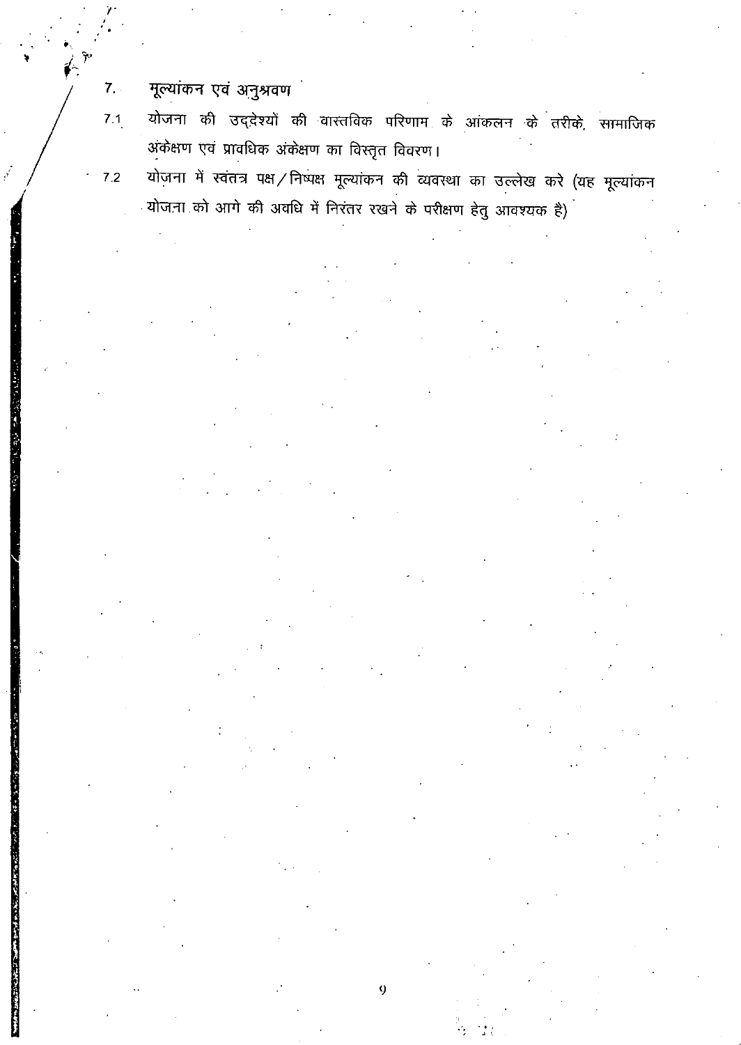## 7. मूल्यांकन एवं अनुश्रवण

7.1 योजना की उद्देश्यों की वास्तविक परिणाम के आंकलन के तरीके, सामाजिक अंकेक्षण एवं प्रावधिक अंकेक्षण का विस्तृत विवरण।

7.2 योजना में स्वतंत्र पक्ष/निष्पक्ष मूल्यांकन की व्यवस्था का उल्लेख करे (यह मूल्यांकन योजना को आगे की अवधि में निरंतर रखने के परीक्षण हेतु आवश्यक है)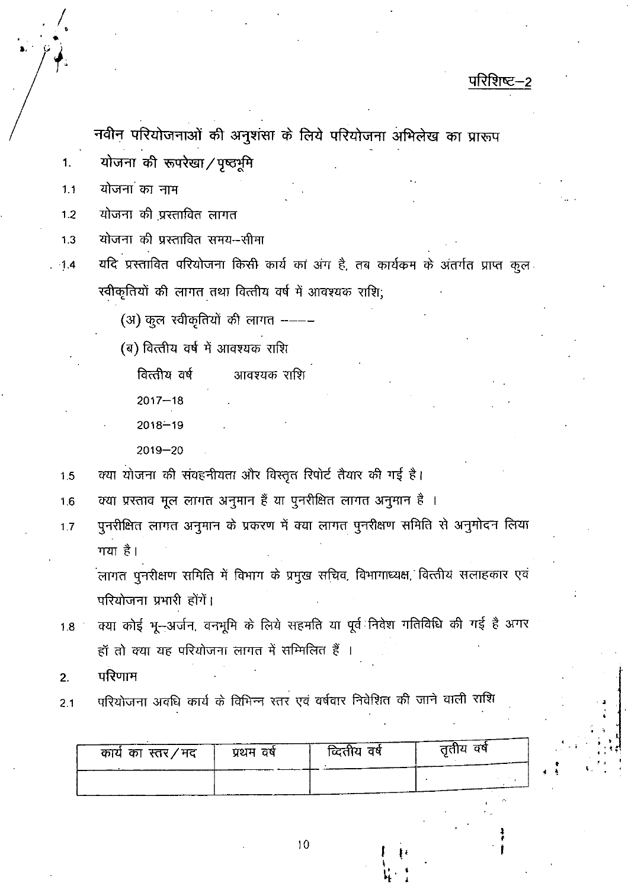परिशिष्ट–2

## नवीन परियोजनाओं की अनुशंसा के लिये परियोजना अभिलेख का प्रारूप

1. योजना की रूपरेखा / पृष्ठभूमि

1.1 योजना का नाम

1.2 योजना की प्रस्तावित लागत

1.3 योजना की प्रस्तावित समय–सीमा

1.4 यदि प्रस्तावित परियोजना किसी कार्य का अंग है, तब कार्यक्रम के अंतर्गत प्राप्त कुल स्वीकृतियों की लागत तथा वित्तीय वर्ष में आवश्यक राशि;

(अ) कुल स्वीकृतियों की लागत ––––

(ब) वित्तीय वर्ष में आवश्यक राशि

| वित्तीय वर्ष | आवश्यक राशि |
|---|---|
| 2017–18 | |
| 2018–19 | |
| 2019–20 | |

1.5 क्या योजना की संवहनीयता और विस्तृत रिपोर्ट तैयार की गई है।

1.6 क्या प्रस्ताव मूल लागत अनुमान हैं या पुनरीक्षित लागत अनुमान है ।

1.7 पुनरीक्षित लागत अनुमान के प्रकरण में क्या लागत पुनरीक्षण समिति से अनुमोदन लिया गया है।

लागत पुनरीक्षण समिति में विभाग के प्रमुख सचिव, विभागाध्यक्ष, वित्तीय सलाहकार एवं परियोजना प्रभारी होंगें।

1.8 क्या कोई भू–अर्जन, वनभूमि के लिये सहमति या पूर्व निवेश गतिविधि की गई है अगर हॉं तो क्या यह परियोजना लागत में सम्मिलित हैं ।

2. परिणाम

2.1 परियोजना अवधि कार्य के विभिन्न स्तर एवं वर्षवार निवेशित की जाने वाली राशि

| कार्य का स्तर / मद | प्रथम वर्ष | व्दितीय वर्ष | तृतीय वर्ष |
|---|---|---|---|
| | | | |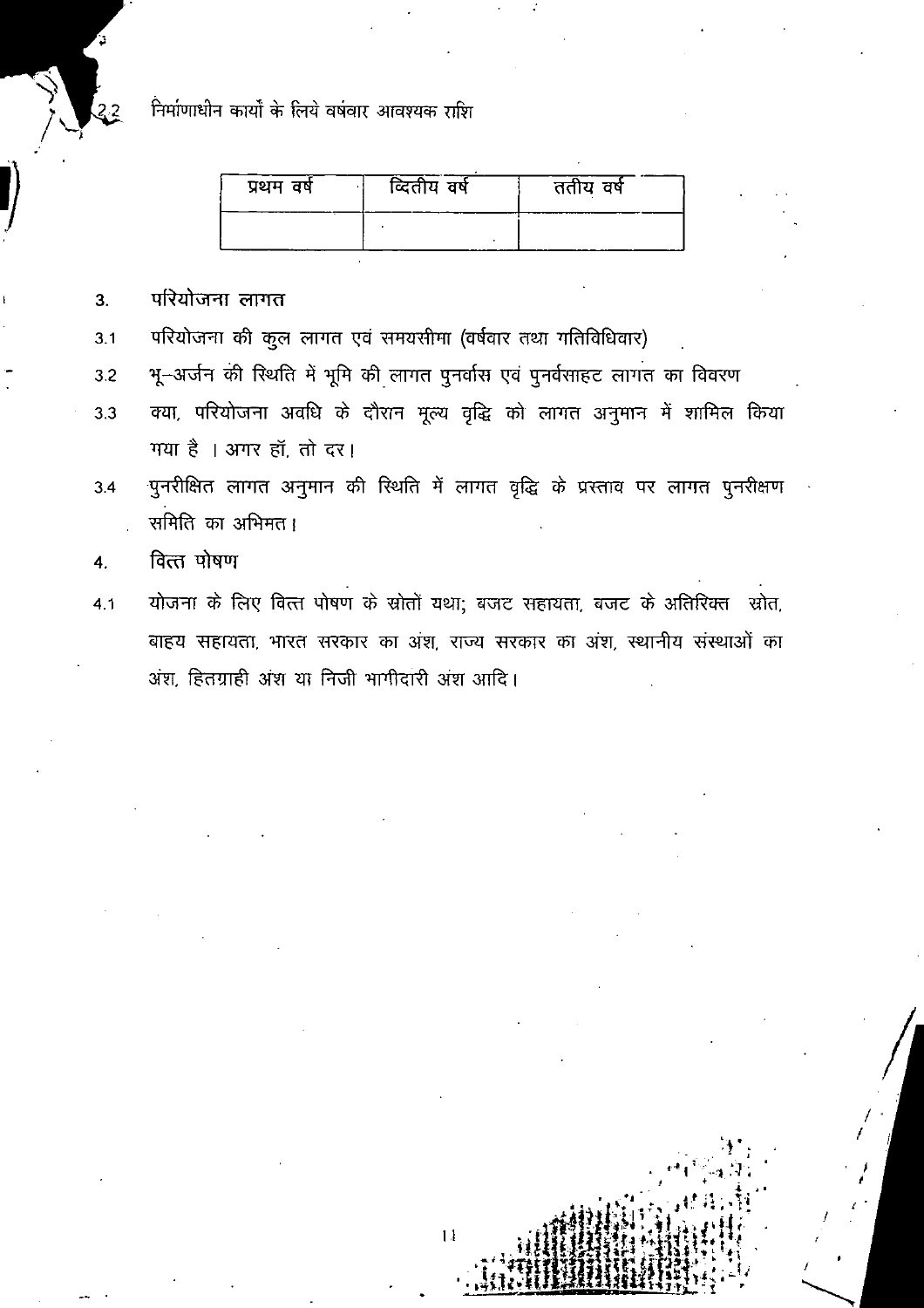2.2 निर्माणाधीन कार्यों के लिये वर्षवार आवश्यक राशि

| प्रथम वर्ष | द्वितीय वर्ष | ततीय वर्ष |
|---|---|---|
| | | |

3. परियोजना लागत

3.1 परियोजना की कुल लागत एवं समयसीमा (वर्षवार तथा गतिविधिवार)

3.2 भू–अर्जन की स्थिति में भूमि की लागत पुनर्वास एवं पुनर्वसाहट लागत का विवरण

3.3 क्या, परियोजना अवधि के दौरान मूल्य वृद्धि को लागत अनुमान में शामिल किया गया है । अगर हॉ, तो दर।

3.4 पुनरीक्षित लागत अनुमान की स्थिति में लागत वृद्धि के प्रस्ताव पर लागत पुनरीक्षण समिति का अभिमत।

4. वित्त पोषण

4.1 योजना के लिए वित्त पोषण के स्रोतों यथा; बजट सहायता, बजट के अतिरिक्त स्रोत, बाहय सहायता, भारत सरकार का अंश, राज्य सरकार का अंश, स्थानीय संस्थाओं का अंश, हितग्राही अंश या निजी भागीदारी अंश आदि।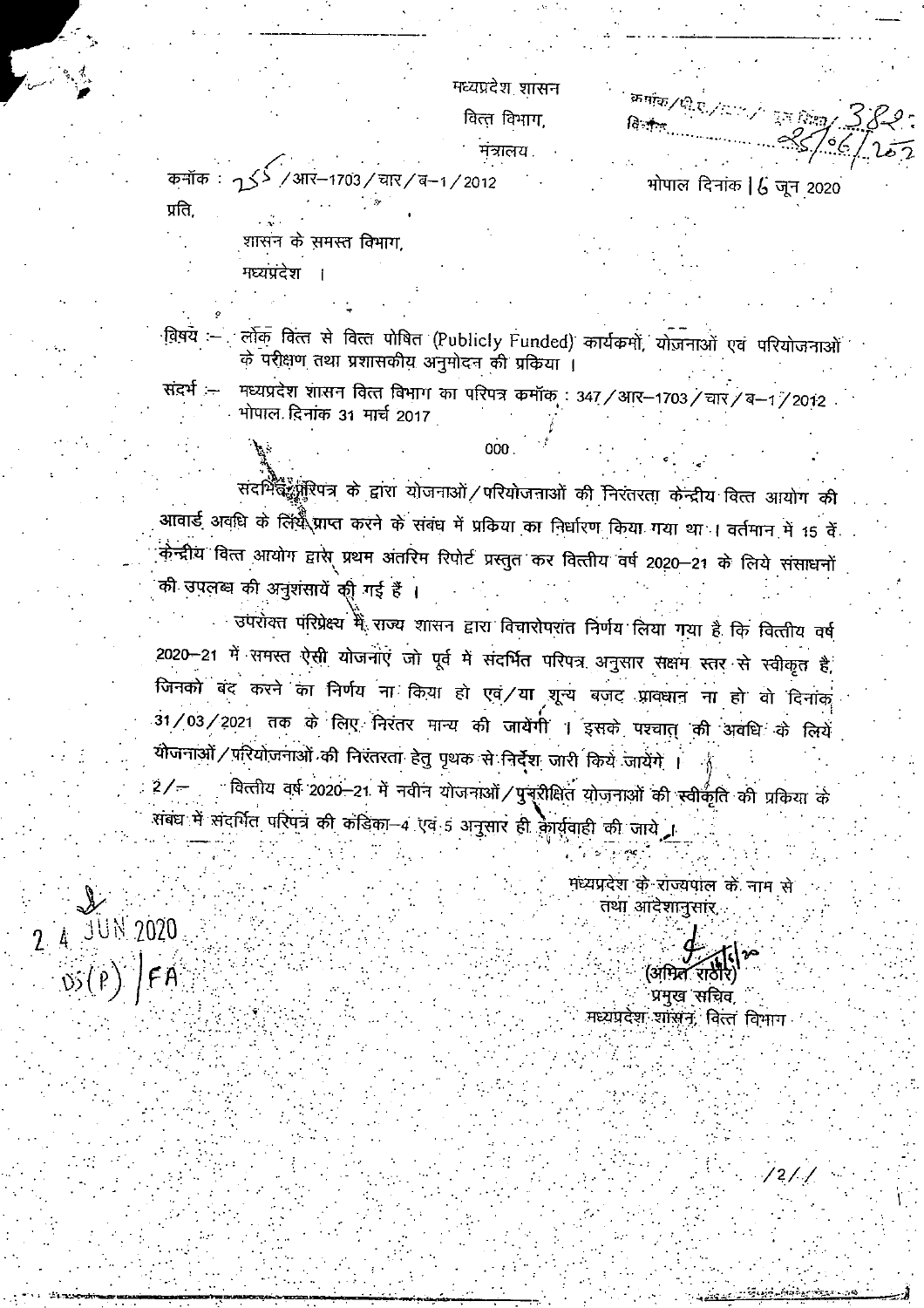मध्यप्रदेश शासन

वित्त विभाग,

मंत्रालय

क्रमांक/पी.ए./....../ ..... 382
दिनांक 25/06/202

कर्मांक : 255/आर–1703/चार/ब–1/2012

भोपाल दिनांक 16 जून 2020

प्रति,

शासन के समस्त विभाग,

मध्यप्रदेश ।

विषय :– लोक वित्त से वित्त पोषित (Publicly Funded) कार्यकमों, योजनाओं एवं परियोजनाओं के परीक्षण तथा प्रशासकीय अनुमोदन की प्रकिया ।

संदर्भ :– मध्यप्रदेश शासन वित्त विभाग का परिपत्र कमॉक : 347/आर–1703/चार/ब–1/2012 भोपाल दिनांक 31 मार्च 2017

000

संदर्भित परिपत्र के द्वारा योजनाओं/परियोजनाओं की निरंतरता केन्द्रीय वित्त आयोग की आवार्ड अवधि के लिये प्राप्त करने के संबंध में प्रकिया का निर्धारण किया गया था । वर्तमान में 15 वें केन्द्रीय वित्त आयोग द्वारा प्रथम अंतरिम रिपोर्ट प्रस्तुत कर वित्तीय वर्ष 2020–21 के लिये संसाधनों की उपलब्ध की अनुशंसायें की गई हैं ।

उपरोक्त परिप्रेक्ष्य में राज्य शासन द्वारा विचारोपरांत निर्णय लिया गया है कि वित्तीय वर्ष 2020–21 में समस्त ऐसी योजनाएं जो पूर्व में संदर्भित परिपत्र अनुसार सक्षम स्तर से स्वीकृत है, जिनको बंद करने का निर्णय ना किया हो एवं/या शून्य बजट प्रावधान ना हो वो दिनांक 31/03/2021 तक के लिए निरंतर मान्य की जायेंगी । इसके पश्चात् की अवधि के लिये योजनाओं/परियोजनाओं की निरंतरता हेतु पृथक से निर्देश जारी किये जायेंगे ।

2/– वित्तीय वर्ष 2020–21 में नवीन योजनाओं/पुनरीक्षित योजनाओं की स्वीकृति की प्रकिया के संबंध में संदर्भित परिपत्र की कंडिका–4 एवं 5 अनुसार ही कार्यवाही की जाये ।

मध्यप्रदेश के राज्यपाल के नाम से
तथा आदेशानुसार,

(अमित राठौर)
प्रमुख सचिव,
मध्यप्रदेश शासन, वित्त विभाग

24 JUN 2020
DS(P) | FA

/2//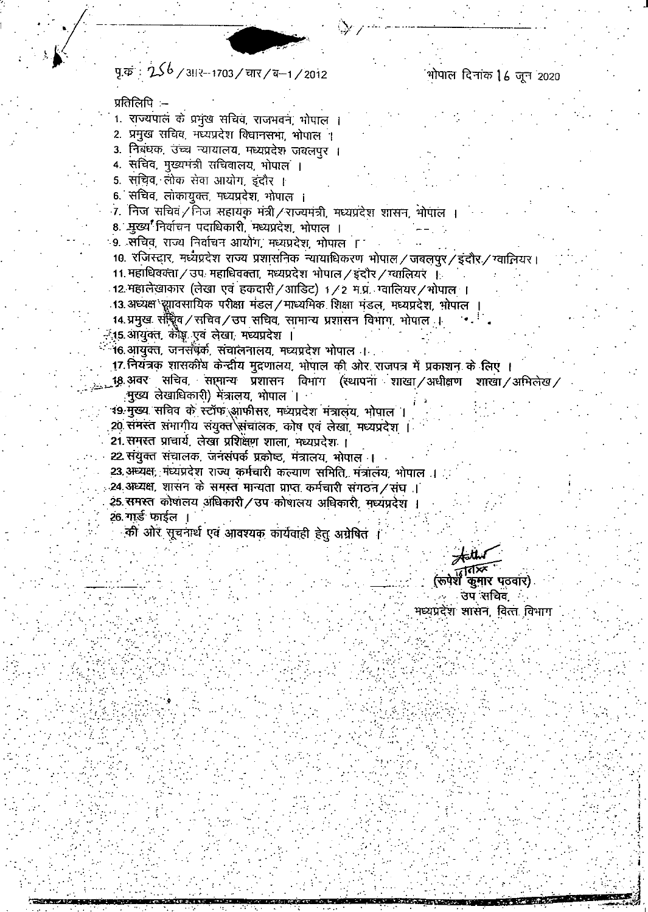पृ.कं : 256 / आर–1703 / चार / ब–1 / 2012 भोपाल दिनांक 16 जून 2020

प्रतिलिपि :–

1. राज्यपाल के प्रमुख सचिव, राजभवन, भोपाल ।
2. प्रमुख सचिव, मध्यप्रदेश विधानसभा, भोपाल ।
3. निबंधक, उच्च न्यायालय, मध्यप्रदेश जबलपुर ।
4. सचिव, मुख्यमंत्री सचिवालय, भोपाल ।
5. सचिव, लोक सेवा आयोग, इंदौर ।
6. सचिव, लोकायुक्त, मध्यप्रदेश, भोपाल ।
7. निज सचिव / निज सहायक मंत्री / राज्यमंत्री, मध्यप्रदेश शासन, भोपाल ।
8. मुख्य निर्वाचन पदाधिकारी, मध्यप्रदेश, भोपाल ।
9. सचिव, राज्य निर्वाचन आयोग, मध्यप्रदेश, भोपाल ।
10. रजिस्ट्रार, मध्यप्रदेश राज्य प्रशासनिक न्यायाधिकरण भोपाल / जबलपुर / इंदौर / ग्वालियर ।
11. महाधिवक्ता / उप. महाधिवक्ता, मध्यप्रदेश भोपाल / इंदौर / ग्वालियर ।
12. महालेखाकार (लेखा एवं हकदारी / आडिट) 1 / 2 म.प्र. ग्वालियर / भोपाल ।
13. अध्यक्ष व्यावसायिक परीक्षा मंडल / माध्यमिक शिक्षा मंडल, मध्यप्रदेश, भोपाल ।
14. प्रमुख सचिव / सचिव / उप सचिव, सामान्य प्रशासन विभाग, भोपाल ।
15. आयुक्त, कोष एवं लेखा, मध्यप्रदेश ।
16. आयुक्त, जनसंपर्क, संचालनालय, मध्यप्रदेश भोपाल ।
17. नियंत्रक शासकीय केन्द्रीय मुद्रणालय, भोपाल की ओर राजपत्र में प्रकाशन के लिए ।
18. अवर सचिव, सामान्य प्रशासन विभाग (स्थापना शाखा / अधीक्षण शाखा / अभिलेख / मुख्य लेखाधिकारी) मंत्रालय, भोपाल ।
19. मुख्य सचिव के स्टॉफ आफीसर, मध्यप्रदेश मंत्रालय, भोपाल ।
20. समस्त संभागीय संयुक्त संचालक, कोष एवं लेखा, मध्यप्रदेश ।
21. समस्त प्राचार्य, लेखा प्रशिक्षण शाला, मध्यप्रदेश ।
22. संयुक्त संचालक, जनसंपर्क प्रकोष्ठ, मंत्रालय, भोपाल ।
23. अध्यक्ष, मध्यप्रदेश राज्य कर्मचारी कल्याण समिति, मंत्रालय, भोपाल ।
24. अध्यक्ष, शासन के समस्त मान्यता प्राप्त कर्मचारी संगठन / संघ ।
25. समस्त कोषालय अधिकारी / उप कोषालय अधिकारी, मध्यप्रदेश ।
26. गार्ड फाईल ।

की ओर सूचनार्थ एवं आवश्यक कार्यवाही हेतु अग्रेषित ।

(रूपेश कुमार पठवार)
उप सचिव,
मध्यप्रदेश शासन, वित्त विभाग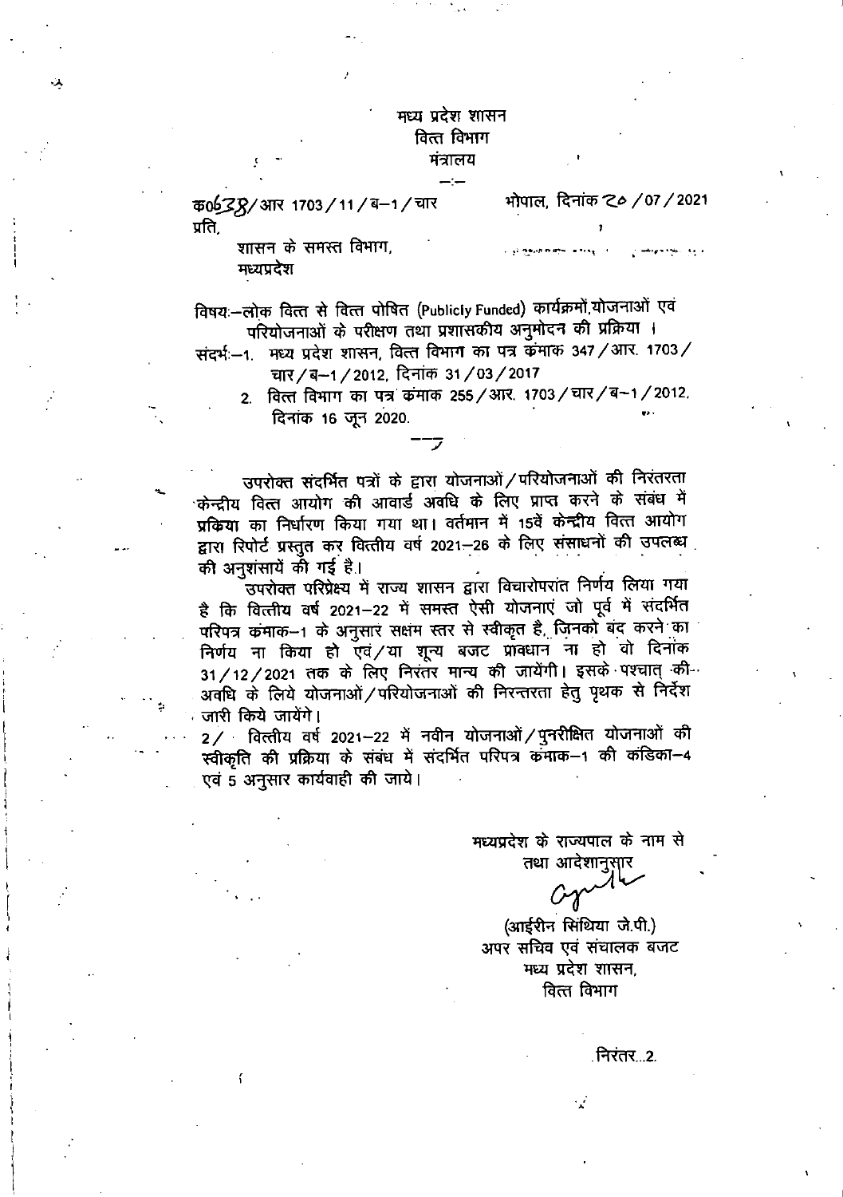मध्य प्रदेश शासन
वित्त विभाग
मंत्रालय

क्र0638/आर 1703/11/ब–1/चार

भोपाल, दिनांक 20/07/2021

प्रति,

शासन के समस्त विभाग,
मध्यप्रदेश

विषयः–लोक वित्त से वित्त पोषित (Publicly Funded) कार्यक्रमों,योजनाओं एवं परियोजनाओं के परीक्षण तथा प्रशासकीय अनुमोदन की प्रक्रिया ।

संदर्भः–1. मध्य प्रदेश शासन, वित्त विभाग का पत्र क्रमांक 347/आर. 1703/चार/ब–1/2012, दिनांक 31/03/2017

2. वित्त विभाग का पत्र क्रमांक 255/आर. 1703/चार/ब–1/2012, दिनांक 16 जून 2020.

उपरोक्त संदर्भित पत्रों के द्वारा योजनाओं/परियोजनाओं की निरंतरता केन्द्रीय वित्त आयोग की आवार्ड अवधि के लिए प्राप्त करने के संबंध में प्रक्रिया का निर्धारण किया गया था। वर्तमान में 15वें केन्द्रीय वित्त आयोग द्वारा रिपोर्ट प्रस्तुत कर वित्तीय वर्ष 2021–26 के लिए संसाधनों की उपलब्ध की अनुशंसायें की गई है।

उपरोक्त परिप्रेक्ष्य में राज्य शासन द्वारा विचारोपरांत निर्णय लिया गया है कि वित्तीय वर्ष 2021–22 में समस्त ऐसी योजनाएं जो पूर्व में संदर्भित परिपत्र क्रमांक–1 के अनुसार सक्षम स्तर से स्वीकृत है, जिनको बंद करने का निर्णय ना किया हो एवं/या शून्य बजट प्रावधान ना हो वो दिनांक 31/12/2021 तक के लिए निरंतर मान्य की जायेंगी। इसके पश्चात् की अवधि के लिये योजनाओं/परियोजनाओं की निरन्तरता हेतु पृथक से निर्देश जारी किये जायेंगे।

2/ वित्तीय वर्ष 2021–22 में नवीन योजनाओं/पुनरीक्षित योजनाओं की स्वीकृति की प्रक्रिया के संबंध में संदर्भित परिपत्र क्रमांक–1 की कंडिका–4 एवं 5 अनुसार कार्यवाही की जाये।

मध्यप्रदेश के राज्यपाल के नाम से
तथा आदेशानुसार

(आईरीन सिंथिया जे.पी.)
अपर सचिव एवं संचालक बजट
मध्य प्रदेश शासन,
वित्त विभाग

निरंतर...2.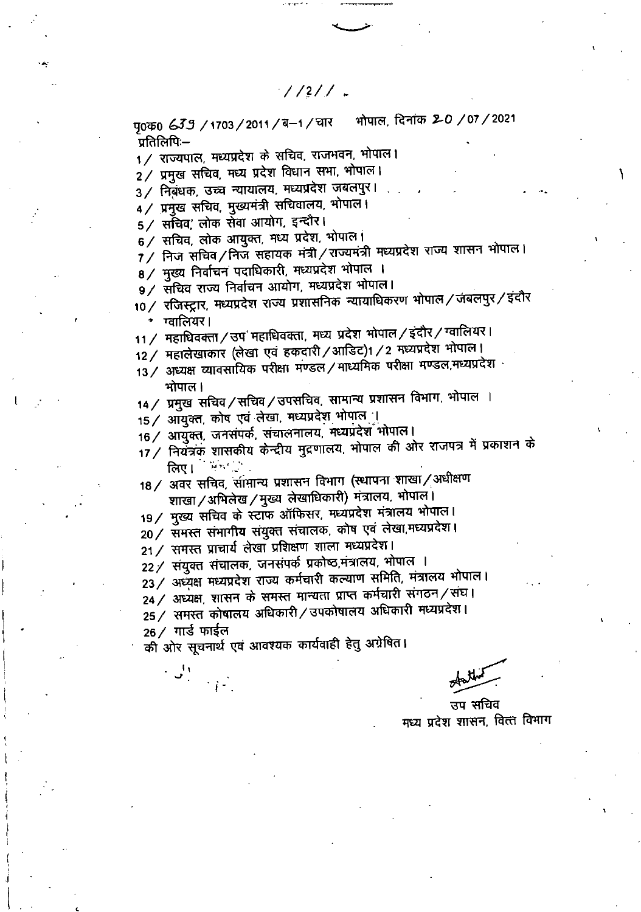//2//

पृ०क० 639 /1703/2011/ब–1/चार भोपाल, दिनांक 20 /07/2021

प्रतिलिपिः–

1/ राज्यपाल, मध्यप्रदेश के सचिव, राजभवन, भोपाल।

2/ प्रमुख सचिव, मध्य प्रदेश विधान सभा, भोपाल।

3/ निबंधक, उच्च न्यायालय, मध्यप्रदेश जबलपुर।

4/ प्रमुख सचिव, मुख्यमंत्री सचिवालय, भोपाल।

5/ सचिव, लोक सेवा आयोग, इन्दौर।

6/ सचिव, लोक आयुक्त, मध्य प्रदेश, भोपाल।

7/ निज सचिव/निज सहायक मंत्री/राज्यमंत्री मध्यप्रदेश राज्य शासन भोपाल।

8/ मुख्य निर्वाचन पदाधिकारी, मध्यप्रदेश भोपाल ।

9/ सचिव राज्य निर्वाचन आयोग, मध्यप्रदेश भोपाल।

10/ रजिस्ट्रार, मध्यप्रदेश राज्य प्रशासनिक न्यायाधिकरण भोपाल/जबलपुर/इंदौर ग्वालियर।

11/ महाधिवक्ता/उप महाधिवक्ता, मध्य प्रदेश भोपाल/इंदौर/ग्वालियर।

12/ महालेखाकार (लेखा एवं हकदारी/आडिट)1/2 मध्यप्रदेश भोपाल।

13/ अध्यक्ष व्यावसायिक परीक्षा मण्डल/माध्यमिक परीक्षा मण्डल,मध्यप्रदेश भोपाल।

14/ प्रमुख सचिव/सचिव/उपसचिव, सामान्य प्रशासन विभाग, भोपाल ।

15/ आयुक्त, कोष एवं लेखा, मध्यप्रदेश भोपाल ।

16/ आयुक्त, जनसंपर्क, संचालनालय, मध्यप्रदेश भोपाल।

17/ नियंत्रक शासकीय केन्द्रीय मुद्रणालय, भोपाल की ओर राजपत्र में प्रकाशन के लिए।

18/ अवर सचिव, सामान्य प्रशासन विभाग (स्थापना शाखा/अधीक्षण शाखा/अभिलेख/मुख्य लेखाधिकारी) मंत्रालय, भोपाल।

19/ मुख्य सचिव के स्टाफ ऑफिसर, मध्यप्रदेश मंत्रालय भोपाल।

20/ समस्त संभागीय संयुक्त संचालक, कोष एवं लेखा,मध्यप्रदेश।

21/ समस्त प्राचार्य लेखा प्रशिक्षण शाला मध्यप्रदेश।

22/ संयुक्त संचालक, जनसंपर्क प्रकोष्ठ,मंत्रालय, भोपाल ।

23/ अध्यक्ष मध्यप्रदेश राज्य कर्मचारी कल्याण समिति, मंत्रालय भोपाल।

24/ अध्यक्ष, शासन के समस्त मान्यता प्राप्त कर्मचारी संगठन/संघ।

25/ समस्त कोषालय अधिकारी/उपकोषालय अधिकारी मध्यप्रदेश।

26/ गार्ड फाईल

की ओर सूचनार्थ एवं आवश्यक कार्यवाही हेतु अग्रेषित।

उप सचिव
मध्य प्रदेश शासन, वित्त विभाग